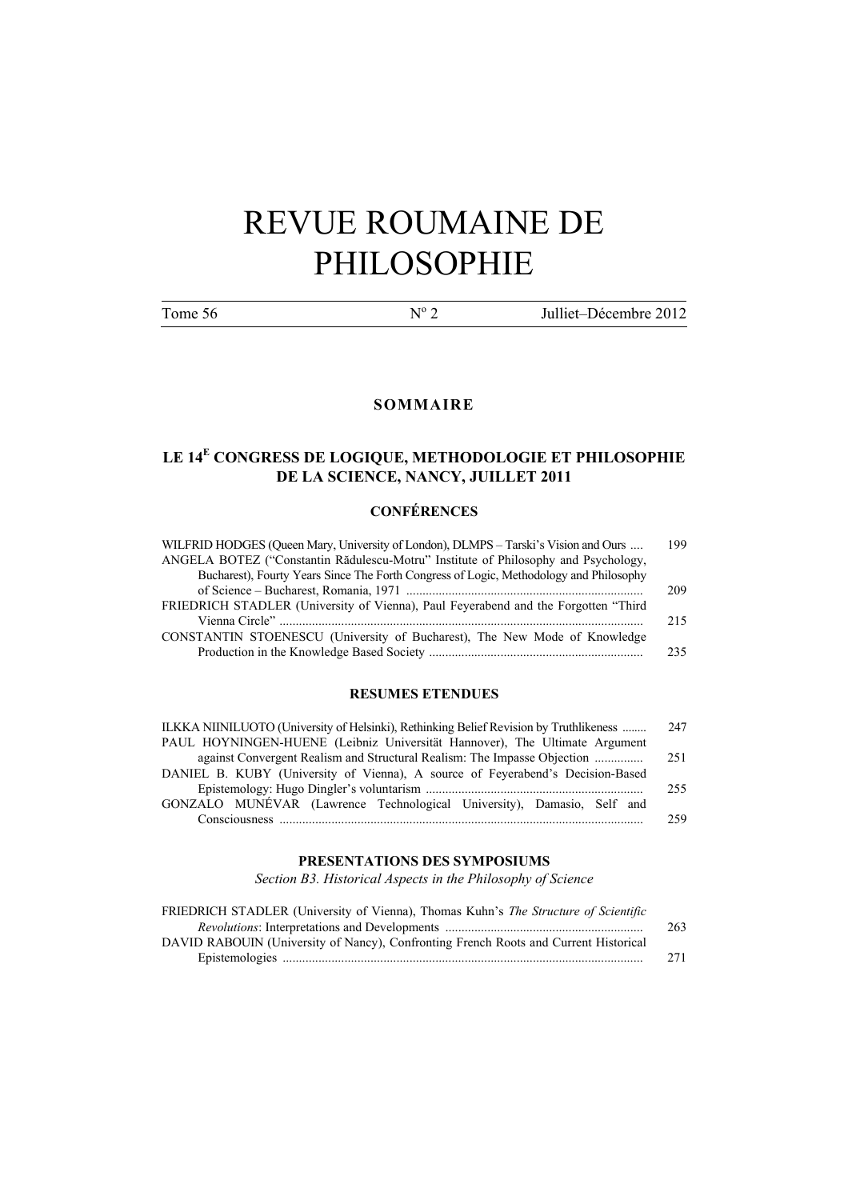# REVUE ROUMAINE DE PHILOSOPHIE

Tome 56 | N° 2 | Julliet–Décembre 2012

## SOMMAIRE

## LE 14[E] CONGRESS DE LOGIQUE, METHODOLOGIE ET PHILOSOPHIE DE LA SCIENCE, NANCY, JUILLET 2011

### CONFÉRENCES

WILFRID HODGES (Queen Mary, University of London), DLMPS – Tarski's Vision and Ours .... 199

ANGELA BOTEZ ("Constantin Rădulescu-Motru" Institute of Philosophy and Psychology, Bucharest), Fourty Years Since The Forth Congress of Logic, Methodology and Philosophy of Science – Bucharest, Romania, 1971 ........ 209

FRIEDRICH STADLER (University of Vienna), Paul Feyerabend and the Forgotten "Third Vienna Circle" ........ 215

CONSTANTIN STOENESCU (University of Bucharest), The New Mode of Knowledge Production in the Knowledge Based Society ........ 235

### RESUMES ETENDUES

ILKKA NIINILUOTO (University of Helsinki), Rethinking Belief Revision by Truthlikeness ........ 247

PAUL HOYNINGEN-HUENE (Leibniz Universität Hannover), The Ultimate Argument against Convergent Realism and Structural Realism: The Impasse Objection ........ 251

DANIEL B. KUBY (University of Vienna), A source of Feyerabend's Decision-Based Epistemology: Hugo Dingler's voluntarism ........ 255

GONZALO MUNÉVAR (Lawrence Technological University), Damasio, Self and Consciousness ........ 259

### PRESENTATIONS DES SYMPOSIUMS

*Section B3. Historical Aspects in the Philosophy of Science*

FRIEDRICH STADLER (University of Vienna), Thomas Kuhn's *The Structure of Scientific Revolutions*: Interpretations and Developments ........ 263

DAVID RABOUIN (University of Nancy), Confronting French Roots and Current Historical Epistemologies ........ 271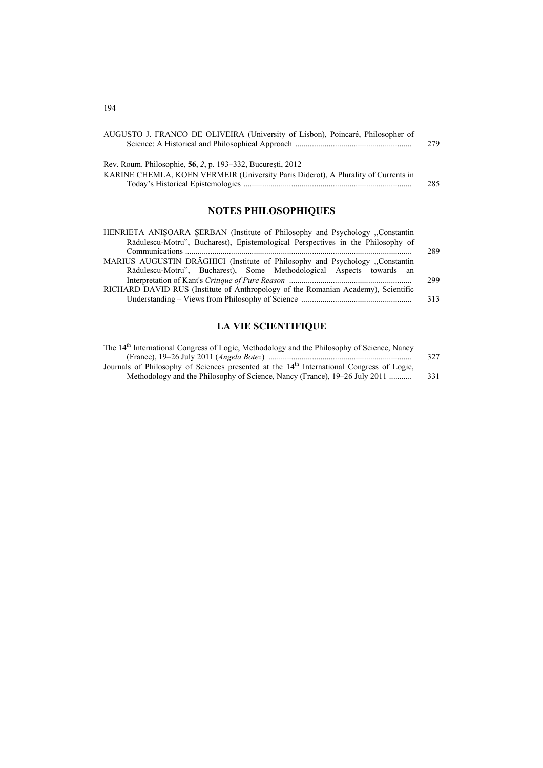AUGUSTO J. FRANCO DE OLIVEIRA (University of Lisbon), Poincaré, Philosopher of Science: A Historical and Philosophical Approach ........................................................ 279

KARINE CHEMLA, KOEN VERMEIR (University Paris Diderot), A Plurality of Currents in Today's Historical Epistemologies ................................................................................ 285

## NOTES PHILOSOPHIQUES

HENRIETA ANIŞOARA ŞERBAN (Institute of Philosophy and Psychology „Constantin Rădulescu-Motru", Bucharest), Epistemological Perspectives in the Philosophy of Communications ............................................................................................................ 289

MARIUS AUGUSTIN DRĂGHICI (Institute of Philosophy and Psychology „Constantin Rădulescu-Motru", Bucharest), Some Methodological Aspects towards an Interpretation of Kant's *Critique of Pure Reason* .......................................................... 299

RICHARD DAVID RUS (Institute of Anthropology of the Romanian Academy), Scientific Understanding – Views from Philosophy of Science ..................................................... 313

## LA VIE SCIENTIFIQUE

The 14th International Congress of Logic, Methodology and the Philosophy of Science, Nancy (France), 19–26 July 2011 (*Angela Botez*) ..................................................................... 327

Journals of Philosophy of Sciences presented at the 14th International Congress of Logic, Methodology and the Philosophy of Science, Nancy (France), 19–26 July 2011 ........... 331